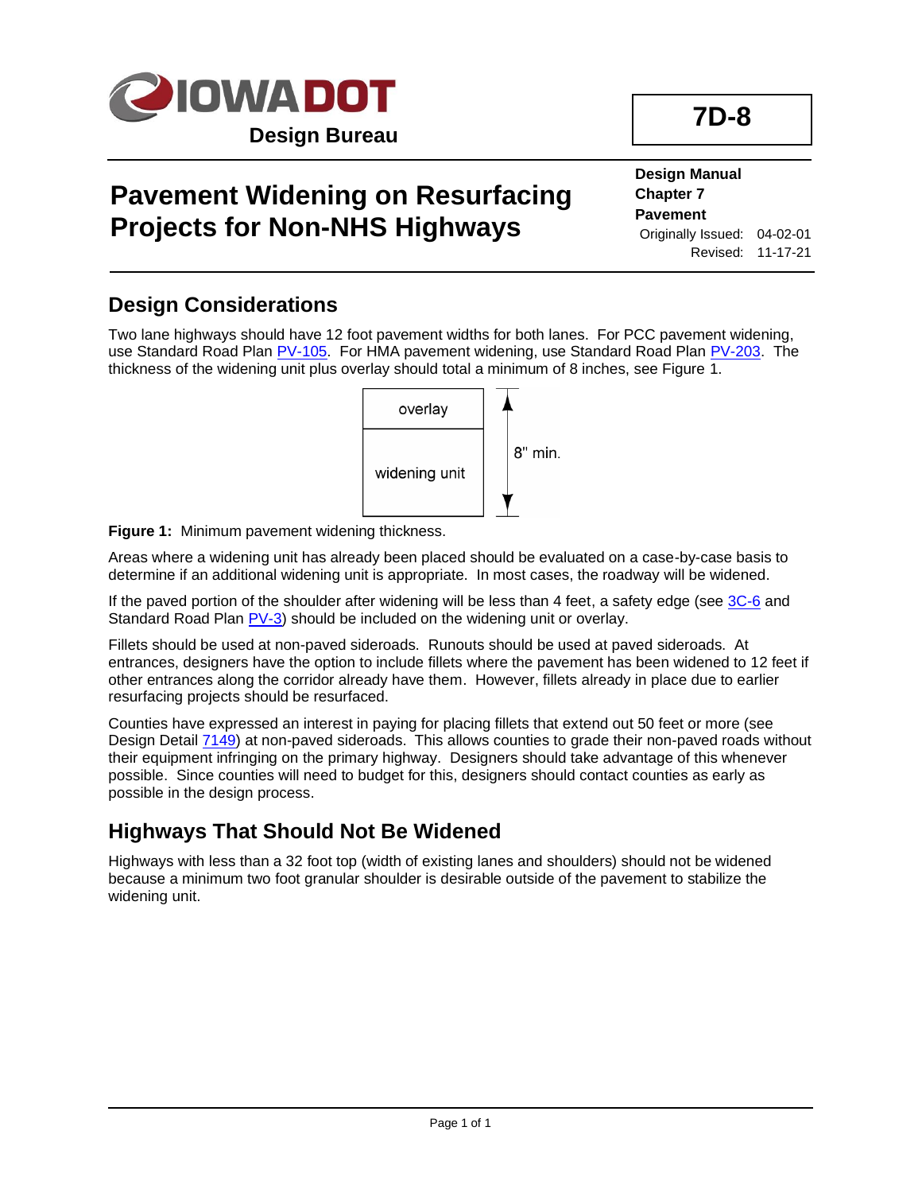IOWA DOT
**Design Bureau**

**7D-8**

# Pavement Widening on Resurfacing Projects for Non-NHS Highways

**Design Manual**
**Chapter 7**
**Pavement**
Originally Issued: 04-02-01
Revised: 11-17-21

## Design Considerations

Two lane highways should have 12 foot pavement widths for both lanes. For PCC pavement widening, use Standard Road Plan PV-105. For HMA pavement widening, use Standard Road Plan PV-203. The thickness of the widening unit plus overlay should total a minimum of 8 inches, see Figure 1.

overlay

widening unit

8" min.

**Figure 1:** Minimum pavement widening thickness.

Areas where a widening unit has already been placed should be evaluated on a case-by-case basis to determine if an additional widening unit is appropriate. In most cases, the roadway will be widened.

If the paved portion of the shoulder after widening will be less than 4 feet, a safety edge (see 3C-6 and Standard Road Plan PV-3) should be included on the widening unit or overlay.

Fillets should be used at non-paved sideroads. Runouts should be used at paved sideroads. At entrances, designers have the option to include fillets where the pavement has been widened to 12 feet if other entrances along the corridor already have them. However, fillets already in place due to earlier resurfacing projects should be resurfaced.

Counties have expressed an interest in paying for placing fillets that extend out 50 feet or more (see Design Detail 7149) at non-paved sideroads. This allows counties to grade their non-paved roads without their equipment infringing on the primary highway. Designers should take advantage of this whenever possible. Since counties will need to budget for this, designers should contact counties as early as possible in the design process.

## Highways That Should Not Be Widened

Highways with less than a 32 foot top (width of existing lanes and shoulders) should not be widened because a minimum two foot granular shoulder is desirable outside of the pavement to stabilize the widening unit.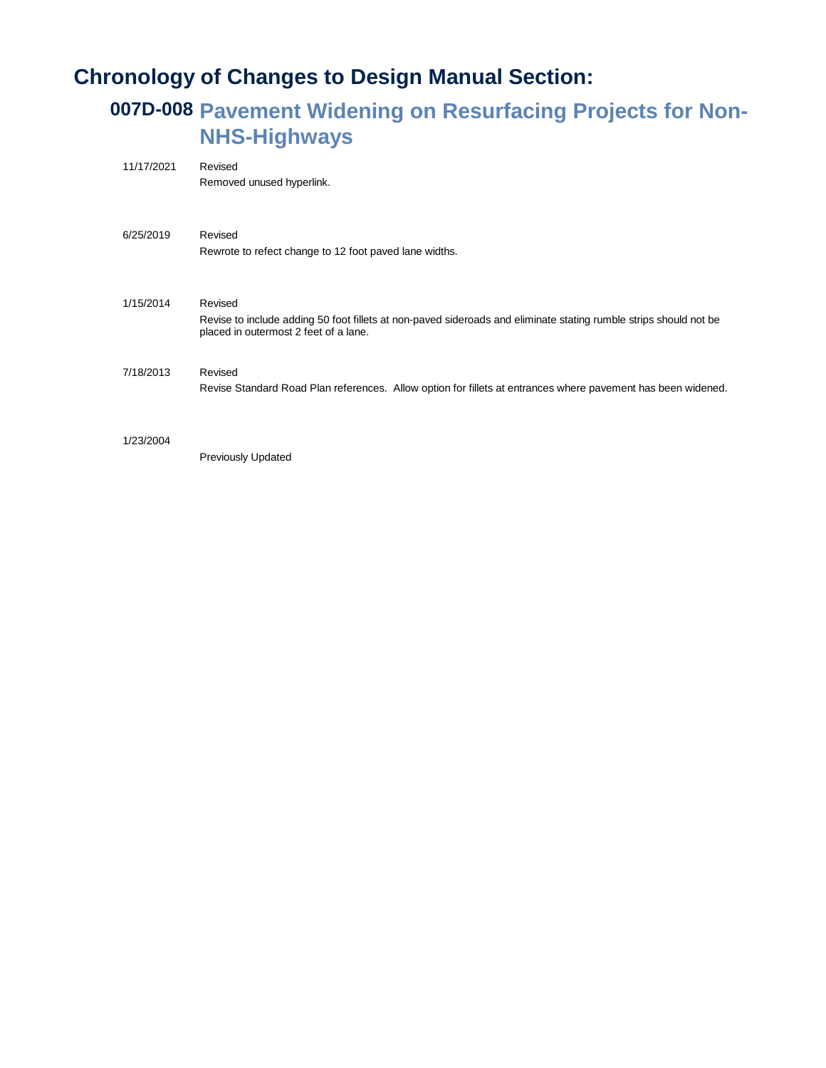# Chronology of Changes to Design Manual Section:

## 007D-008 Pavement Widening on Resurfacing Projects for Non-NHS-Highways

| | | |
|---|---|---|
| 11/17/2021 | Revised | Removed unused hyperlink. |
| 6/25/2019 | Revised | Rewrote to refect change to 12 foot paved lane widths. |
| 1/15/2014 | Revised | Revise to include adding 50 foot fillets at non-paved sideroads and eliminate stating rumble strips should not be placed in outermost 2 feet of a lane. |
| 7/18/2013 | Revised | Revise Standard Road Plan references. Allow option for fillets at entrances where pavement has been widened. |
| 1/23/2004 | | Previously Updated |